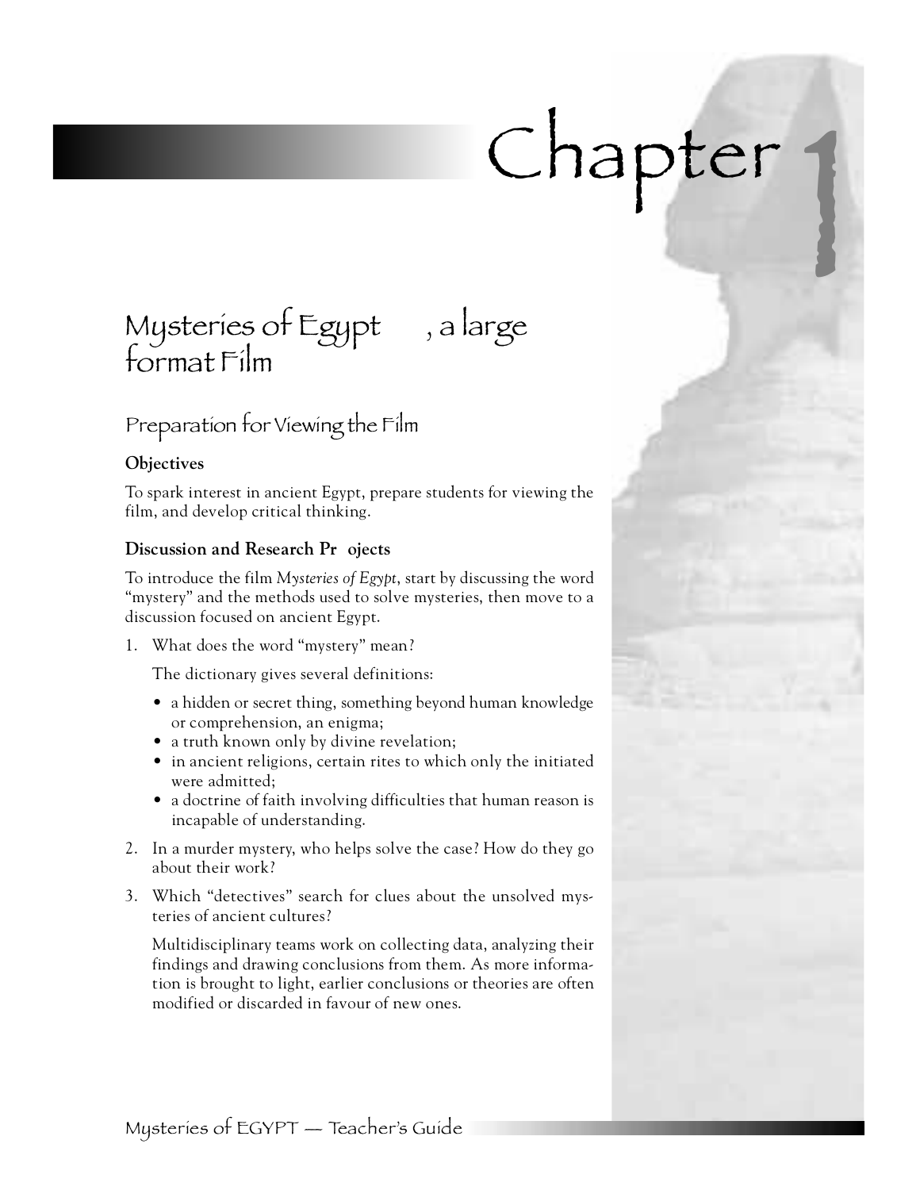# Chapter 1

## Mysteries of Egypt , a large format Film

### Preparation for Viewing the Film

**Objectives**

To spark interest in ancient Egypt, prepare students for viewing the film, and develop critical thinking.

**Discussion and Research Pr ojects**

To introduce the film *Mysteries of Egypt*, start by discussing the word "mystery" and the methods used to solve mysteries, then move to a discussion focused on ancient Egypt.

1. What does the word "mystery" mean?

   The dictionary gives several definitions:

   - a hidden or secret thing, something beyond human knowledge or comprehension, an enigma;
   - a truth known only by divine revelation;
   - in ancient religions, certain rites to which only the initiated were admitted;
   - a doctrine of faith involving difficulties that human reason is incapable of understanding.

2. In a murder mystery, who helps solve the case? How do they go about their work?

3. Which "detectives" search for clues about the unsolved mysteries of ancient cultures?

   Multidisciplinary teams work on collecting data, analyzing their findings and drawing conclusions from them. As more information is brought to light, earlier conclusions or theories are often modified or discarded in favour of new ones.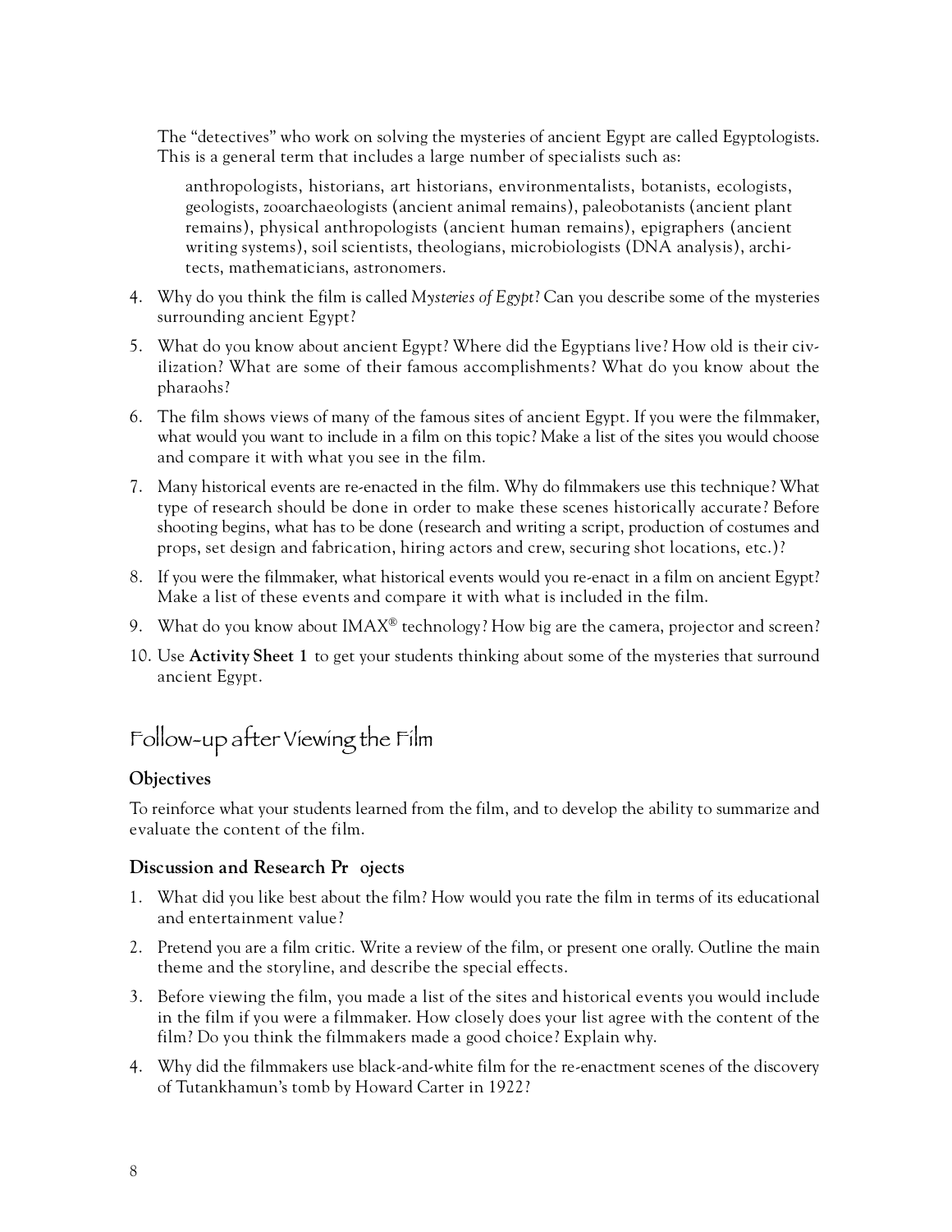The "detectives" who work on solving the mysteries of ancient Egypt are called Egyptologists. This is a general term that includes a large number of specialists such as:

> anthropologists, historians, art historians, environmentalists, botanists, ecologists, geologists, zooarchaeologists (ancient animal remains), paleobotanists (ancient plant remains), physical anthropologists (ancient human remains), epigraphers (ancient writing systems), soil scientists, theologians, microbiologists (DNA analysis), architects, mathematicians, astronomers.

4. Why do you think the film is called *Mysteries of Egypt*? Can you describe some of the mysteries surrounding ancient Egypt?
5. What do you know about ancient Egypt? Where did the Egyptians live? How old is their civilization? What are some of their famous accomplishments? What do you know about the pharaohs?
6. The film shows views of many of the famous sites of ancient Egypt. If you were the filmmaker, what would you want to include in a film on this topic? Make a list of the sites you would choose and compare it with what you see in the film.
7. Many historical events are re-enacted in the film. Why do filmmakers use this technique? What type of research should be done in order to make these scenes historically accurate? Before shooting begins, what has to be done (research and writing a script, production of costumes and props, set design and fabrication, hiring actors and crew, securing shot locations, etc.)?
8. If you were the filmmaker, what historical events would you re-enact in a film on ancient Egypt? Make a list of these events and compare it with what is included in the film.
9. What do you know about IMAX® technology? How big are the camera, projector and screen?
10. Use **Activity Sheet 1** to get your students thinking about some of the mysteries that surround ancient Egypt.

## Follow-up after Viewing the Film

### Objectives

To reinforce what your students learned from the film, and to develop the ability to summarize and evaluate the content of the film.

### Discussion and Research Pr ojects

1. What did you like best about the film? How would you rate the film in terms of its educational and entertainment value?
2. Pretend you are a film critic. Write a review of the film, or present one orally. Outline the main theme and the storyline, and describe the special effects.
3. Before viewing the film, you made a list of the sites and historical events you would include in the film if you were a filmmaker. How closely does your list agree with the content of the film? Do you think the filmmakers made a good choice? Explain why.
4. Why did the filmmakers use black-and-white film for the re-enactment scenes of the discovery of Tutankhamun's tomb by Howard Carter in 1922?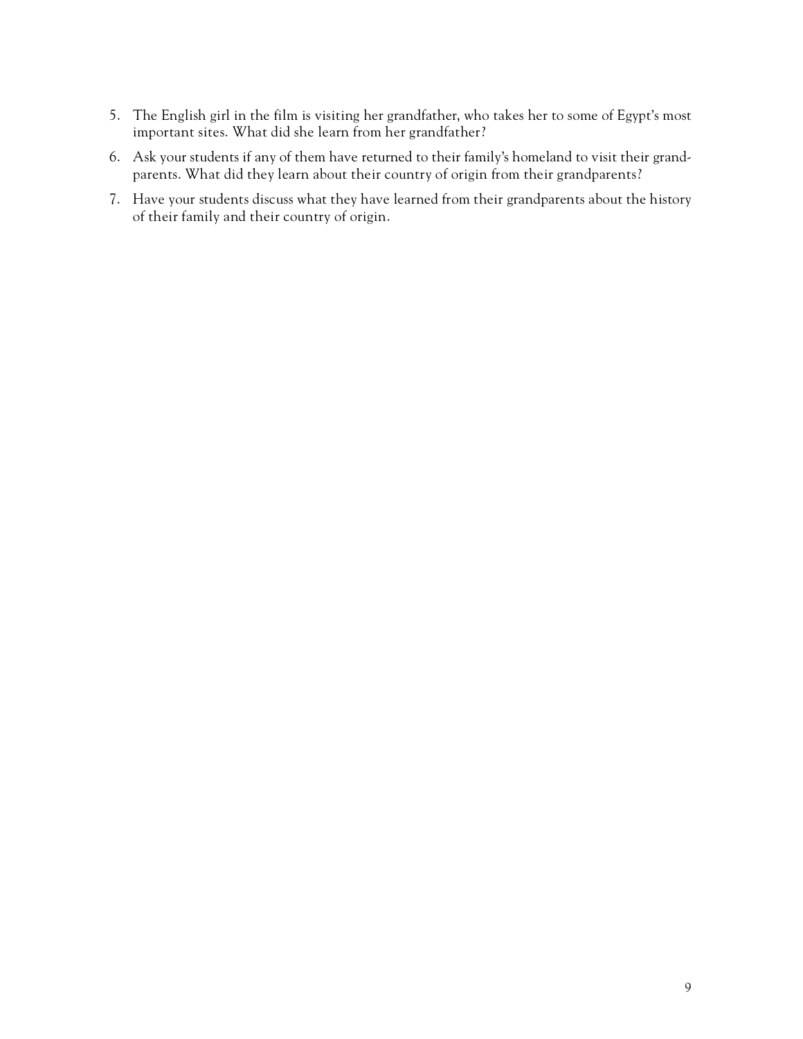5. The English girl in the film is visiting her grandfather, who takes her to some of Egypt's most important sites. What did she learn from her grandfather?
6. Ask your students if any of them have returned to their family's homeland to visit their grandparents. What did they learn about their country of origin from their grandparents?
7. Have your students discuss what they have learned from their grandparents about the history of their family and their country of origin.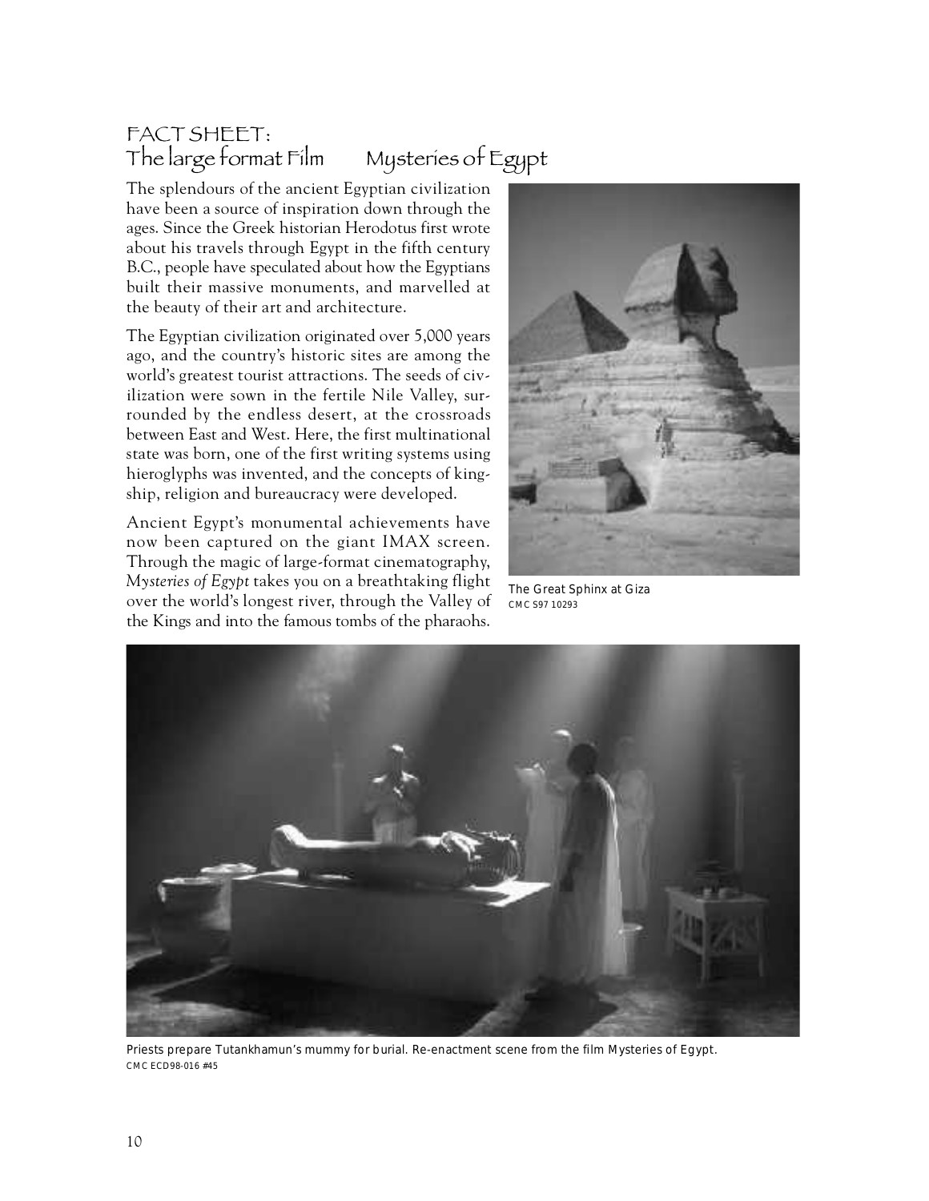# FACT SHEET: The large format Film *Mysteries of Egypt*

The splendours of the ancient Egyptian civilization have been a source of inspiration down through the ages. Since the Greek historian Herodotus first wrote about his travels through Egypt in the fifth century B.C., people have speculated about how the Egyptians built their massive monuments, and marvelled at the beauty of their art and architecture.

The Egyptian civilization originated over 5,000 years ago, and the country's historic sites are among the world's greatest tourist attractions. The seeds of civilization were sown in the fertile Nile Valley, surrounded by the endless desert, at the crossroads between East and West. Here, the first multinational state was born, one of the first writing systems using hieroglyphs was invented, and the concepts of kingship, religion and bureaucracy were developed.

Ancient Egypt's monumental achievements have now been captured on the giant IMAX screen. Through the magic of large-format cinematography, *Mysteries of Egypt* takes you on a breathtaking flight over the world's longest river, through the Valley of the Kings and into the famous tombs of the pharaohs.

The Great Sphinx at Giza
CMC S97 10293

Priests prepare Tutankhamun's mummy for burial. Re-enactment scene from the film Mysteries of Egypt.
CMC ECD98-016 #45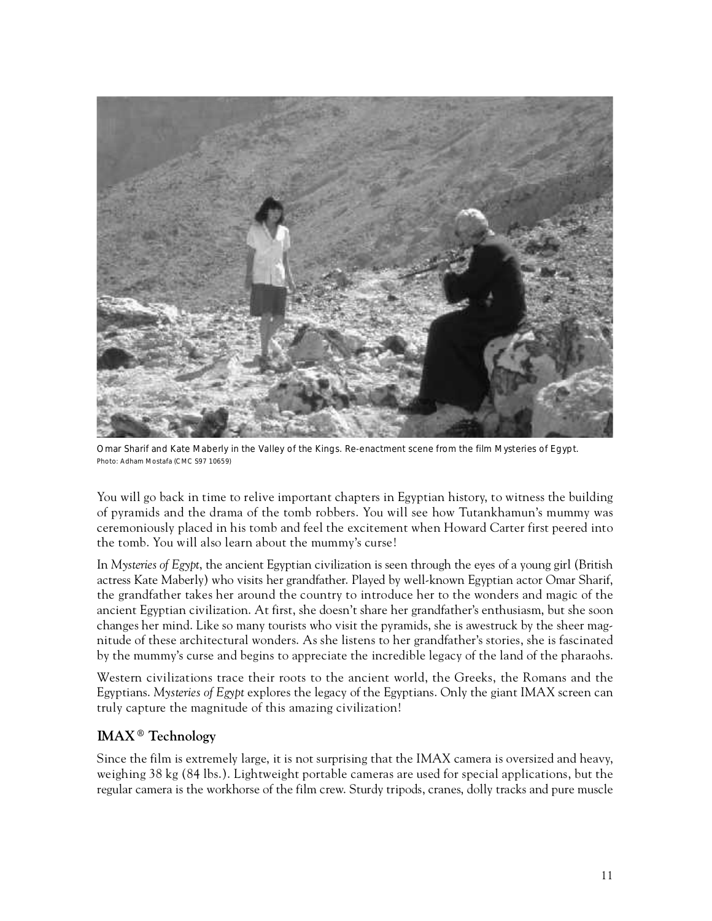Omar Sharif and Kate Maberly in the Valley of the Kings. Re-enactment scene from the film Mysteries of Egypt.
Photo: Adham Mostafa (CMC S97 10659)

You will go back in time to relive important chapters in Egyptian history, to witness the building of pyramids and the drama of the tomb robbers. You will see how Tutankhamun's mummy was ceremoniously placed in his tomb and feel the excitement when Howard Carter first peered into the tomb. You will also learn about the mummy's curse!

In *Mysteries of Egypt*, the ancient Egyptian civilization is seen through the eyes of a young girl (British actress Kate Maberly) who visits her grandfather. Played by well-known Egyptian actor Omar Sharif, the grandfather takes her around the country to introduce her to the wonders and magic of the ancient Egyptian civilization. At first, she doesn't share her grandfather's enthusiasm, but she soon changes her mind. Like so many tourists who visit the pyramids, she is awestruck by the sheer magnitude of these architectural wonders. As she listens to her grandfather's stories, she is fascinated by the mummy's curse and begins to appreciate the incredible legacy of the land of the pharaohs.

Western civilizations trace their roots to the ancient world, the Greeks, the Romans and the Egyptians. *Mysteries of Egypt* explores the legacy of the Egyptians. Only the giant IMAX screen can truly capture the magnitude of this amazing civilization!

## IMAX® Technology

Since the film is extremely large, it is not surprising that the IMAX camera is oversized and heavy, weighing 38 kg (84 lbs.). Lightweight portable cameras are used for special applications, but the regular camera is the workhorse of the film crew. Sturdy tripods, cranes, dolly tracks and pure muscle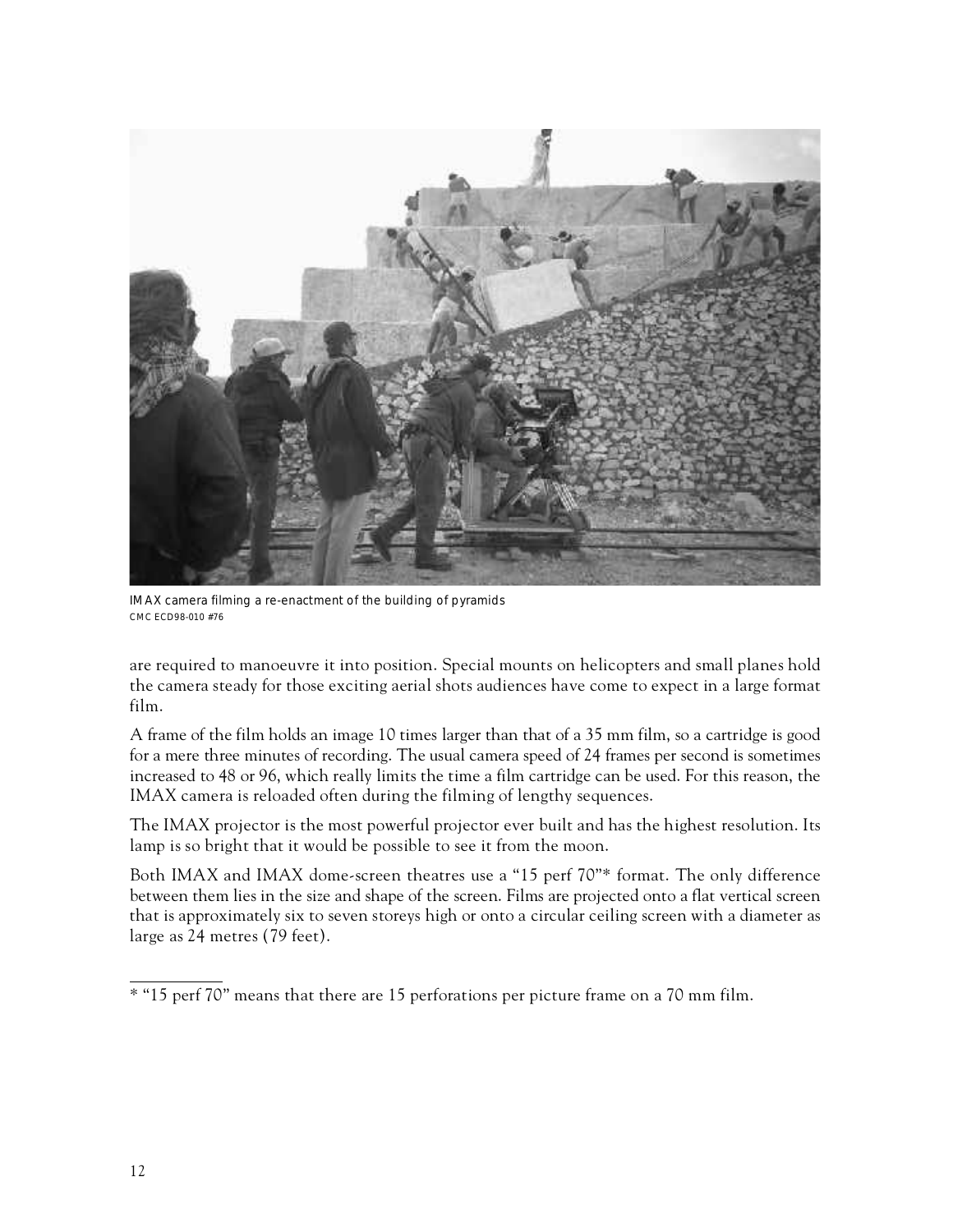IMAX camera filming a re-enactment of the building of pyramids
CMC ECD98-010 #76

are required to manoeuvre it into position. Special mounts on helicopters and small planes hold the camera steady for those exciting aerial shots audiences have come to expect in a large format film.

A frame of the film holds an image 10 times larger than that of a 35 mm film, so a cartridge is good for a mere three minutes of recording. The usual camera speed of 24 frames per second is sometimes increased to 48 or 96, which really limits the time a film cartridge can be used. For this reason, the IMAX camera is reloaded often during the filming of lengthy sequences.

The IMAX projector is the most powerful projector ever built and has the highest resolution. Its lamp is so bright that it would be possible to see it from the moon.

Both IMAX and IMAX dome-screen theatres use a "15 perf 70"* format. The only difference between them lies in the size and shape of the screen. Films are projected onto a flat vertical screen that is approximately six to seven storeys high or onto a circular ceiling screen with a diameter as large as 24 metres (79 feet).

---

* "15 perf 70" means that there are 15 perforations per picture frame on a 70 mm film.